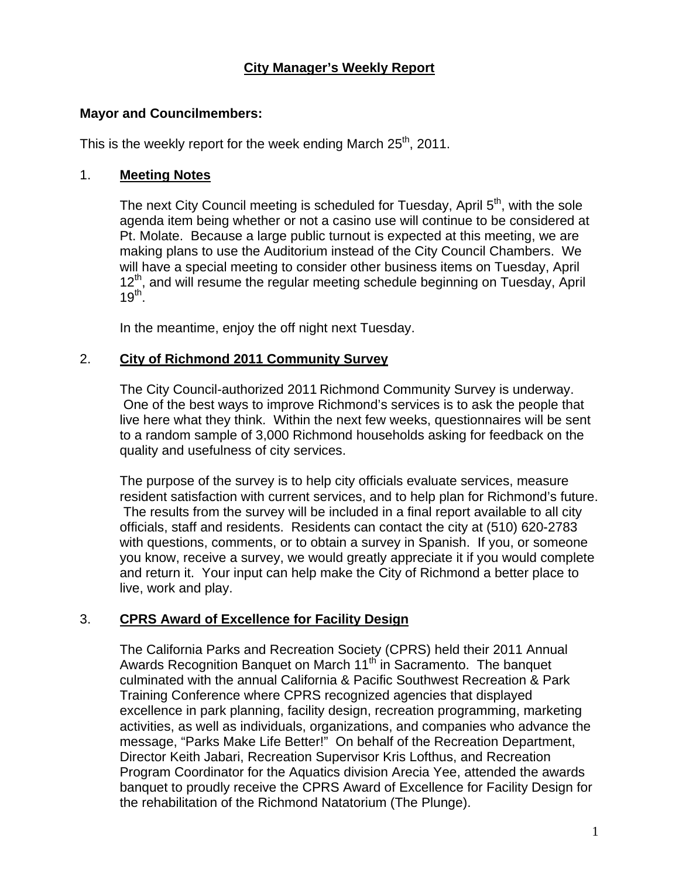# City Manager's Weekly Report

**Mayor and Councilmembers:**

This is the weekly report for the week ending March 25th, 2011.

## 1. Meeting Notes

The next City Council meeting is scheduled for Tuesday, April 5th, with the sole agenda item being whether or not a casino use will continue to be considered at Pt. Molate. Because a large public turnout is expected at this meeting, we are making plans to use the Auditorium instead of the City Council Chambers. We will have a special meeting to consider other business items on Tuesday, April 12th, and will resume the regular meeting schedule beginning on Tuesday, April 19th.

In the meantime, enjoy the off night next Tuesday.

## 2. City of Richmond 2011 Community Survey

The City Council-authorized 2011 Richmond Community Survey is underway. One of the best ways to improve Richmond's services is to ask the people that live here what they think. Within the next few weeks, questionnaires will be sent to a random sample of 3,000 Richmond households asking for feedback on the quality and usefulness of city services.

The purpose of the survey is to help city officials evaluate services, measure resident satisfaction with current services, and to help plan for Richmond's future. The results from the survey will be included in a final report available to all city officials, staff and residents. Residents can contact the city at (510) 620-2783 with questions, comments, or to obtain a survey in Spanish. If you, or someone you know, receive a survey, we would greatly appreciate it if you would complete and return it. Your input can help make the City of Richmond a better place to live, work and play.

## 3. CPRS Award of Excellence for Facility Design

The California Parks and Recreation Society (CPRS) held their 2011 Annual Awards Recognition Banquet on March 11th in Sacramento. The banquet culminated with the annual California & Pacific Southwest Recreation & Park Training Conference where CPRS recognized agencies that displayed excellence in park planning, facility design, recreation programming, marketing activities, as well as individuals, organizations, and companies who advance the message, "Parks Make Life Better!" On behalf of the Recreation Department, Director Keith Jabari, Recreation Supervisor Kris Lofthus, and Recreation Program Coordinator for the Aquatics division Arecia Yee, attended the awards banquet to proudly receive the CPRS Award of Excellence for Facility Design for the rehabilitation of the Richmond Natatorium (The Plunge).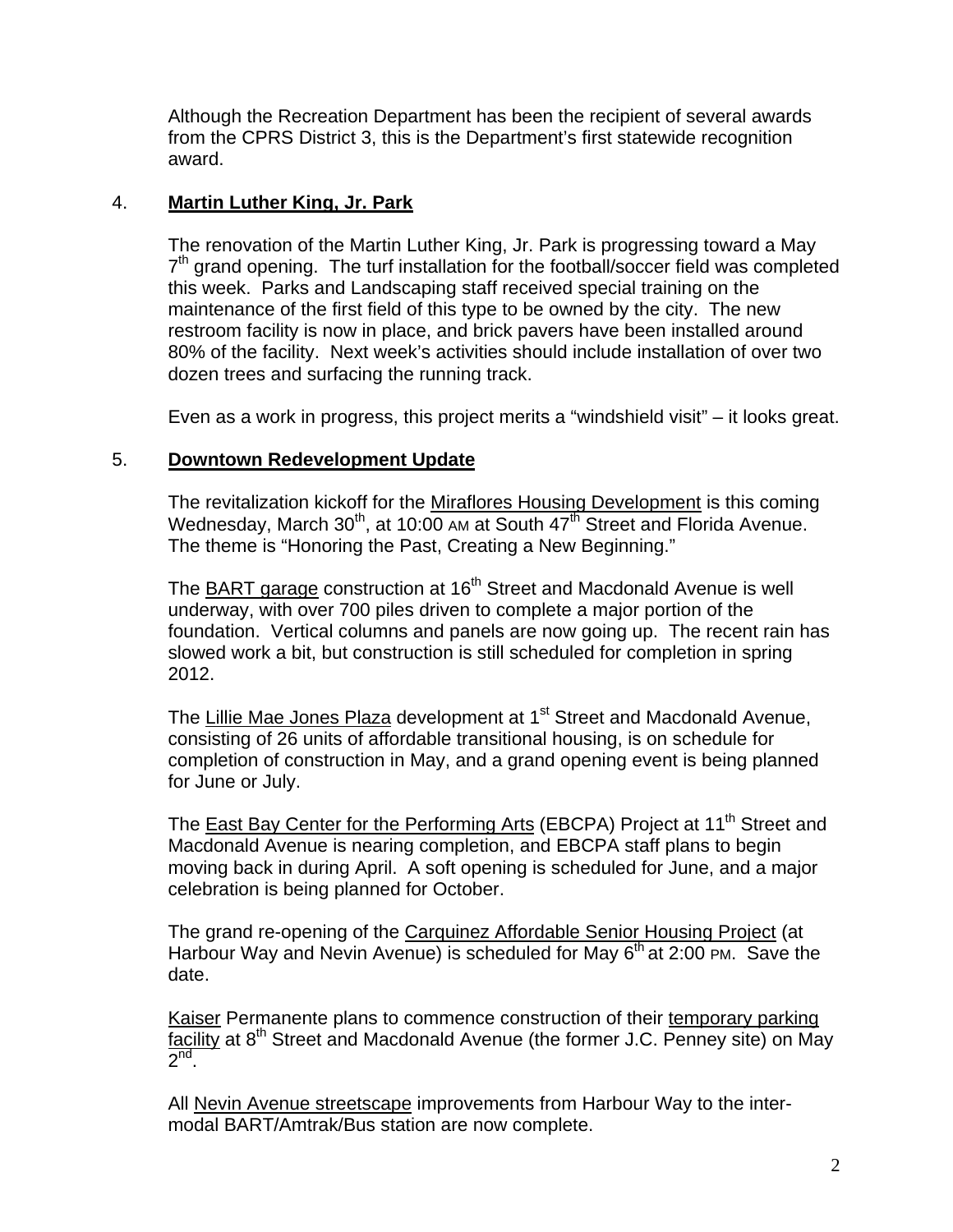Although the Recreation Department has been the recipient of several awards from the CPRS District 3, this is the Department's first statewide recognition award.

4. **Martin Luther King, Jr. Park**

The renovation of the Martin Luther King, Jr. Park is progressing toward a May 7th grand opening. The turf installation for the football/soccer field was completed this week. Parks and Landscaping staff received special training on the maintenance of the first field of this type to be owned by the city. The new restroom facility is now in place, and brick pavers have been installed around 80% of the facility. Next week's activities should include installation of over two dozen trees and surfacing the running track.

Even as a work in progress, this project merits a "windshield visit" – it looks great.

5. **Downtown Redevelopment Update**

The revitalization kickoff for the Miraflores Housing Development is this coming Wednesday, March 30th, at 10:00 AM at South 47th Street and Florida Avenue. The theme is "Honoring the Past, Creating a New Beginning."

The BART garage construction at 16th Street and Macdonald Avenue is well underway, with over 700 piles driven to complete a major portion of the foundation. Vertical columns and panels are now going up. The recent rain has slowed work a bit, but construction is still scheduled for completion in spring 2012.

The Lillie Mae Jones Plaza development at 1st Street and Macdonald Avenue, consisting of 26 units of affordable transitional housing, is on schedule for completion of construction in May, and a grand opening event is being planned for June or July.

The East Bay Center for the Performing Arts (EBCPA) Project at 11th Street and Macdonald Avenue is nearing completion, and EBCPA staff plans to begin moving back in during April. A soft opening is scheduled for June, and a major celebration is being planned for October.

The grand re-opening of the Carquinez Affordable Senior Housing Project (at Harbour Way and Nevin Avenue) is scheduled for May 6th at 2:00 PM. Save the date.

Kaiser Permanente plans to commence construction of their temporary parking facility at 8th Street and Macdonald Avenue (the former J.C. Penney site) on May 2nd.

All Nevin Avenue streetscape improvements from Harbour Way to the inter-modal BART/Amtrak/Bus station are now complete.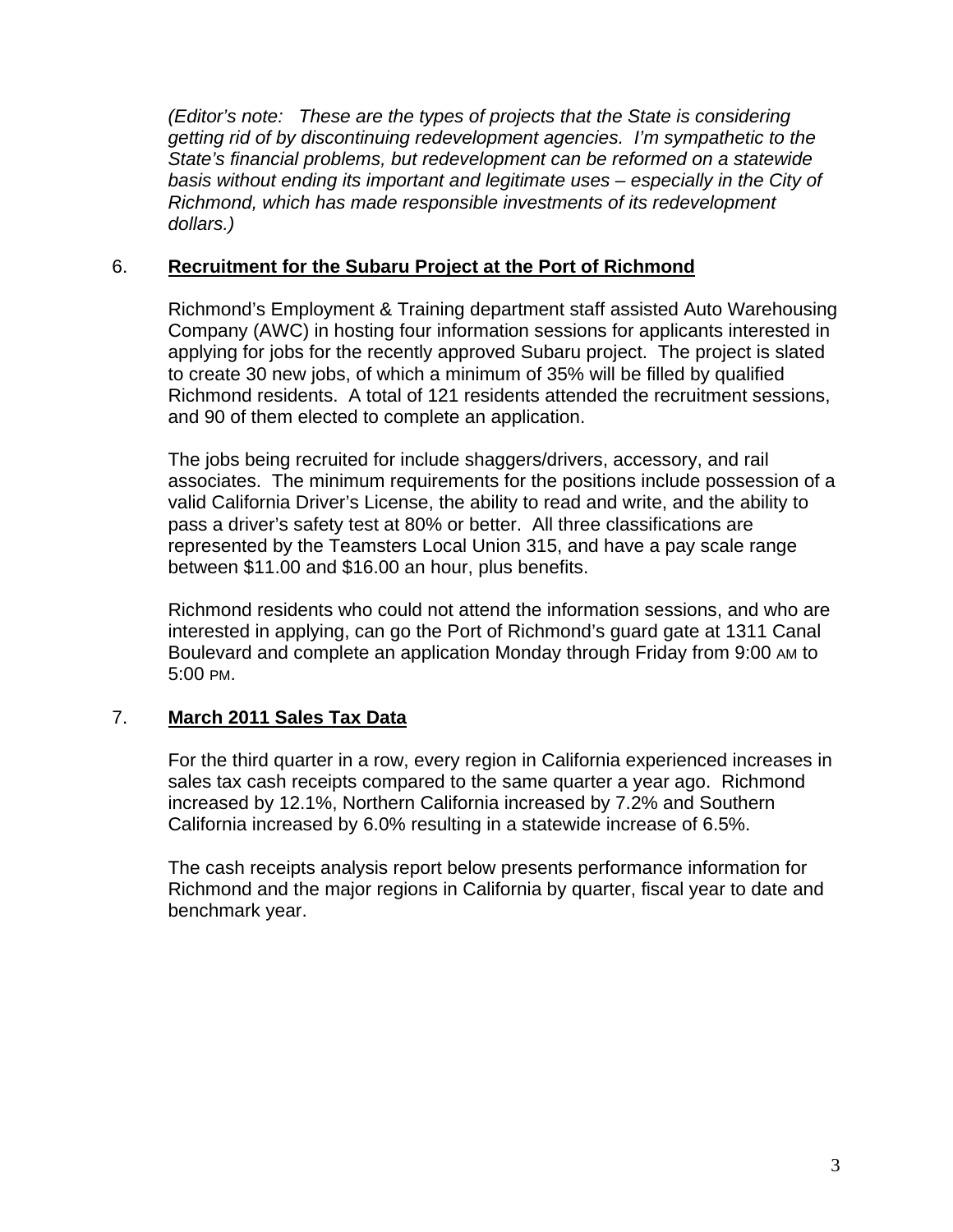*(Editor's note: These are the types of projects that the State is considering getting rid of by discontinuing redevelopment agencies. I'm sympathetic to the State's financial problems, but redevelopment can be reformed on a statewide basis without ending its important and legitimate uses – especially in the City of Richmond, which has made responsible investments of its redevelopment dollars.)*

## 6. Recruitment for the Subaru Project at the Port of Richmond

Richmond's Employment & Training department staff assisted Auto Warehousing Company (AWC) in hosting four information sessions for applicants interested in applying for jobs for the recently approved Subaru project. The project is slated to create 30 new jobs, of which a minimum of 35% will be filled by qualified Richmond residents. A total of 121 residents attended the recruitment sessions, and 90 of them elected to complete an application.

The jobs being recruited for include shaggers/drivers, accessory, and rail associates. The minimum requirements for the positions include possession of a valid California Driver's License, the ability to read and write, and the ability to pass a driver's safety test at 80% or better. All three classifications are represented by the Teamsters Local Union 315, and have a pay scale range between $11.00 and $16.00 an hour, plus benefits.

Richmond residents who could not attend the information sessions, and who are interested in applying, can go the Port of Richmond's guard gate at 1311 Canal Boulevard and complete an application Monday through Friday from 9:00 AM to 5:00 PM.

## 7. March 2011 Sales Tax Data

For the third quarter in a row, every region in California experienced increases in sales tax cash receipts compared to the same quarter a year ago. Richmond increased by 12.1%, Northern California increased by 7.2% and Southern California increased by 6.0% resulting in a statewide increase of 6.5%.

The cash receipts analysis report below presents performance information for Richmond and the major regions in California by quarter, fiscal year to date and benchmark year.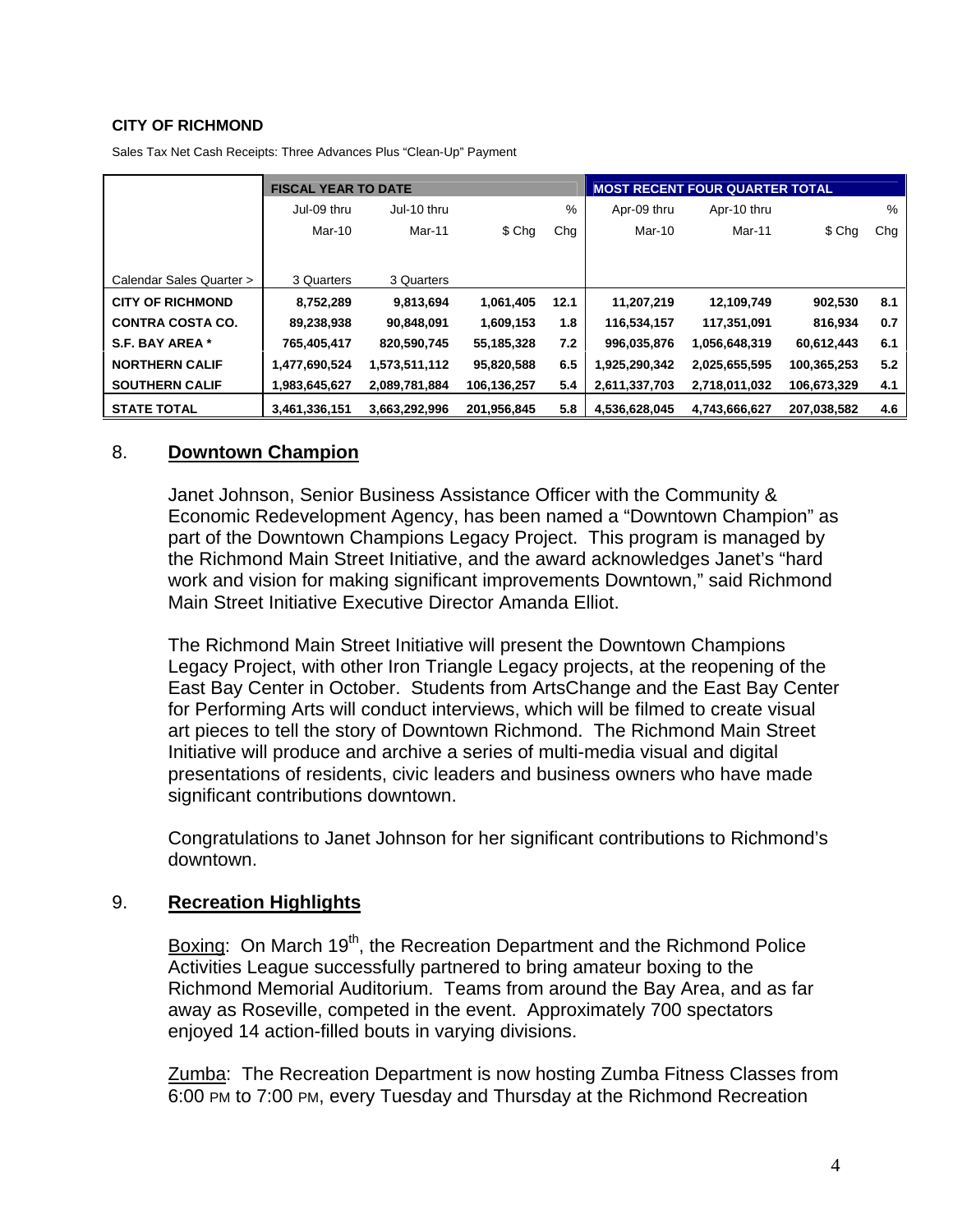**CITY OF RICHMOND**

Sales Tax Net Cash Receipts: Three Advances Plus "Clean-Up" Payment

| | FISCAL YEAR TO DATE | | | | MOST RECENT FOUR QUARTER TOTAL | | | |
|---|---|---|---|---|---|---|---|---|
| | Jul-09 thru Mar-10 | Jul-10 thru Mar-11 | $ Chg | % Chg | Apr-09 thru Mar-10 | Apr-10 thru Mar-11 | $ Chg | % Chg |
| Calendar Sales Quarter > | 3 Quarters | 3 Quarters | | | | | | |
| **CITY OF RICHMOND** | **8,752,289** | **9,813,694** | **1,061,405** | **12.1** | **11,207,219** | **12,109,749** | **902,530** | **8.1** |
| **CONTRA COSTA CO.** | **89,238,938** | **90,848,091** | **1,609,153** | **1.8** | **116,534,157** | **117,351,091** | **816,934** | **0.7** |
| **S.F. BAY AREA *** | **765,405,417** | **820,590,745** | **55,185,328** | **7.2** | **996,035,876** | **1,056,648,319** | **60,612,443** | **6.1** |
| **NORTHERN CALIF** | **1,477,690,524** | **1,573,511,112** | **95,820,588** | **6.5** | **1,925,290,342** | **2,025,655,595** | **100,365,253** | **5.2** |
| **SOUTHERN CALIF** | **1,983,645,627** | **2,089,781,884** | **106,136,257** | **5.4** | **2,611,337,703** | **2,718,011,032** | **106,673,329** | **4.1** |
| **STATE TOTAL** | **3,461,336,151** | **3,663,292,996** | **201,956,845** | **5.8** | **4,536,628,045** | **4,743,666,627** | **207,038,582** | **4.6** |

## 8. Downtown Champion

Janet Johnson, Senior Business Assistance Officer with the Community & Economic Redevelopment Agency, has been named a "Downtown Champion" as part of the Downtown Champions Legacy Project. This program is managed by the Richmond Main Street Initiative, and the award acknowledges Janet's "hard work and vision for making significant improvements Downtown," said Richmond Main Street Initiative Executive Director Amanda Elliot.

The Richmond Main Street Initiative will present the Downtown Champions Legacy Project, with other Iron Triangle Legacy projects, at the reopening of the East Bay Center in October. Students from ArtsChange and the East Bay Center for Performing Arts will conduct interviews, which will be filmed to create visual art pieces to tell the story of Downtown Richmond. The Richmond Main Street Initiative will produce and archive a series of multi-media visual and digital presentations of residents, civic leaders and business owners who have made significant contributions downtown.

Congratulations to Janet Johnson for her significant contributions to Richmond's downtown.

## 9. Recreation Highlights

Boxing: On March 19th, the Recreation Department and the Richmond Police Activities League successfully partnered to bring amateur boxing to the Richmond Memorial Auditorium. Teams from around the Bay Area, and as far away as Roseville, competed in the event. Approximately 700 spectators enjoyed 14 action-filled bouts in varying divisions.

Zumba: The Recreation Department is now hosting Zumba Fitness Classes from 6:00 PM to 7:00 PM, every Tuesday and Thursday at the Richmond Recreation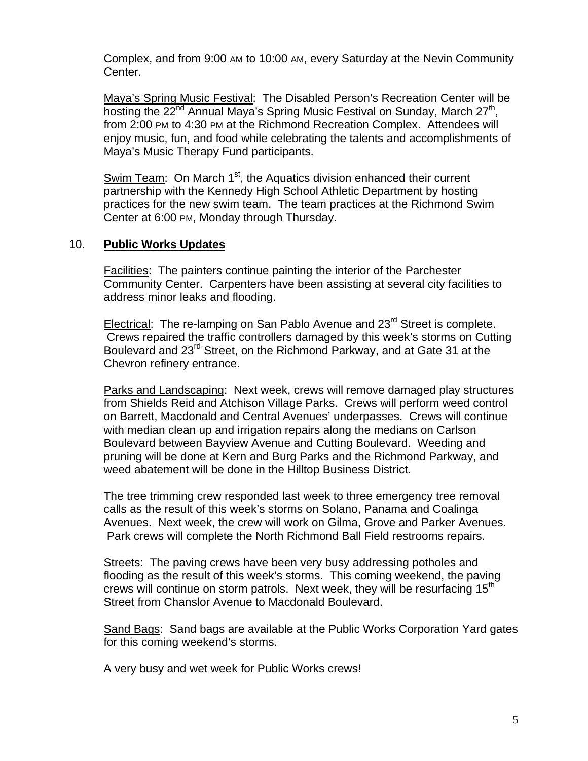Complex, and from 9:00 AM to 10:00 AM, every Saturday at the Nevin Community Center.

Maya's Spring Music Festival: The Disabled Person's Recreation Center will be hosting the 22nd Annual Maya's Spring Music Festival on Sunday, March 27th, from 2:00 PM to 4:30 PM at the Richmond Recreation Complex. Attendees will enjoy music, fun, and food while celebrating the talents and accomplishments of Maya's Music Therapy Fund participants.

Swim Team: On March 1st, the Aquatics division enhanced their current partnership with the Kennedy High School Athletic Department by hosting practices for the new swim team. The team practices at the Richmond Swim Center at 6:00 PM, Monday through Thursday.

## 10. **Public Works Updates**

Facilities: The painters continue painting the interior of the Parchester Community Center. Carpenters have been assisting at several city facilities to address minor leaks and flooding.

Electrical: The re-lamping on San Pablo Avenue and 23rd Street is complete. Crews repaired the traffic controllers damaged by this week's storms on Cutting Boulevard and 23rd Street, on the Richmond Parkway, and at Gate 31 at the Chevron refinery entrance.

Parks and Landscaping: Next week, crews will remove damaged play structures from Shields Reid and Atchison Village Parks. Crews will perform weed control on Barrett, Macdonald and Central Avenues' underpasses. Crews will continue with median clean up and irrigation repairs along the medians on Carlson Boulevard between Bayview Avenue and Cutting Boulevard. Weeding and pruning will be done at Kern and Burg Parks and the Richmond Parkway, and weed abatement will be done in the Hilltop Business District.

The tree trimming crew responded last week to three emergency tree removal calls as the result of this week's storms on Solano, Panama and Coalinga Avenues. Next week, the crew will work on Gilma, Grove and Parker Avenues. Park crews will complete the North Richmond Ball Field restrooms repairs.

Streets: The paving crews have been very busy addressing potholes and flooding as the result of this week's storms. This coming weekend, the paving crews will continue on storm patrols. Next week, they will be resurfacing 15th Street from Chanslor Avenue to Macdonald Boulevard.

Sand Bags: Sand bags are available at the Public Works Corporation Yard gates for this coming weekend's storms.

A very busy and wet week for Public Works crews!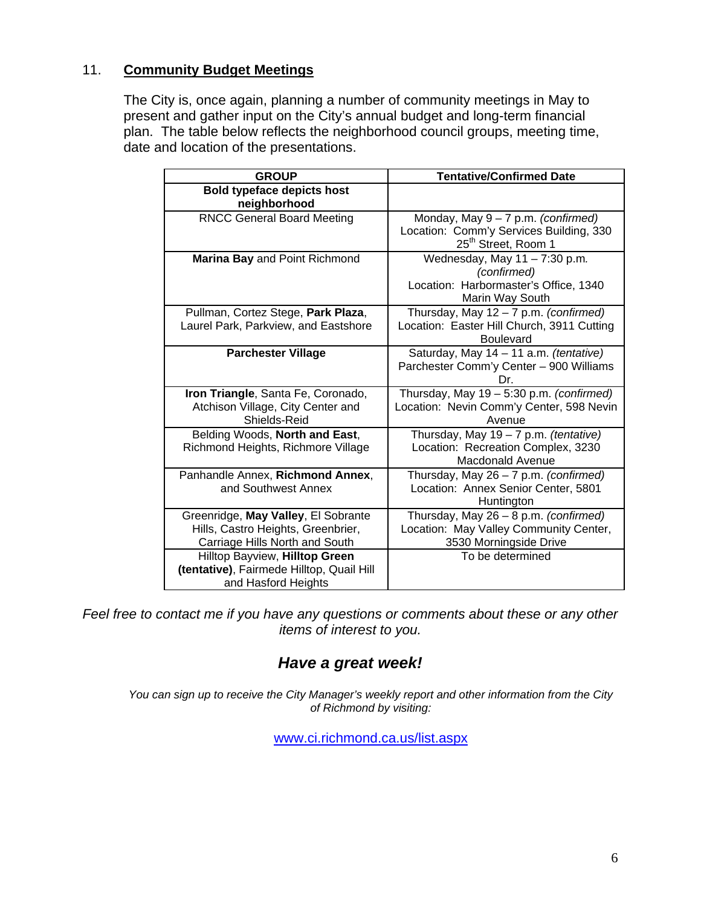## 11. **Community Budget Meetings**

The City is, once again, planning a number of community meetings in May to present and gather input on the City's annual budget and long-term financial plan. The table below reflects the neighborhood council groups, meeting time, date and location of the presentations.

| GROUP | Tentative/Confirmed Date |
|---|---|
| **Bold typeface depicts host neighborhood** | |
| RNCC General Board Meeting | Monday, May 9 – 7 p.m. *(confirmed)* Location: Comm'y Services Building, 330 25th Street, Room 1 |
| **Marina Bay** and Point Richmond | Wednesday, May 11 – 7:30 p.m. *(confirmed)* Location: Harbormaster's Office, 1340 Marin Way South |
| Pullman, Cortez Stege, **Park Plaza**, Laurel Park, Parkview, and Eastshore | Thursday, May 12 – 7 p.m. *(confirmed)* Location: Easter Hill Church, 3911 Cutting Boulevard |
| **Parchester Village** | Saturday, May 14 – 11 a.m. *(tentative)* Parchester Comm'y Center – 900 Williams Dr. |
| **Iron Triangle**, Santa Fe, Coronado, Atchison Village, City Center and Shields-Reid | Thursday, May 19 – 5:30 p.m. *(confirmed)* Location: Nevin Comm'y Center, 598 Nevin Avenue |
| Belding Woods, **North and East**, Richmond Heights, Richmore Village | Thursday, May 19 – 7 p.m. *(tentative)* Location: Recreation Complex, 3230 Macdonald Avenue |
| Panhandle Annex, **Richmond Annex**, and Southwest Annex | Thursday, May 26 – 7 p.m. *(confirmed)* Location: Annex Senior Center, 5801 Huntington |
| Greenridge, **May Valley**, El Sobrante Hills, Castro Heights, Greenbrier, Carriage Hills North and South | Thursday, May 26 – 8 p.m. *(confirmed)* Location: May Valley Community Center, 3530 Morningside Drive |
| Hilltop Bayview, **Hilltop Green (tentative)**, Fairmede Hilltop, Quail Hill and Hasford Heights | To be determined |

*Feel free to contact me if you have any questions or comments about these or any other items of interest to you.*

### ***Have a great week!***

*You can sign up to receive the City Manager's weekly report and other information from the City of Richmond by visiting:*

www.ci.richmond.ca.us/list.aspx